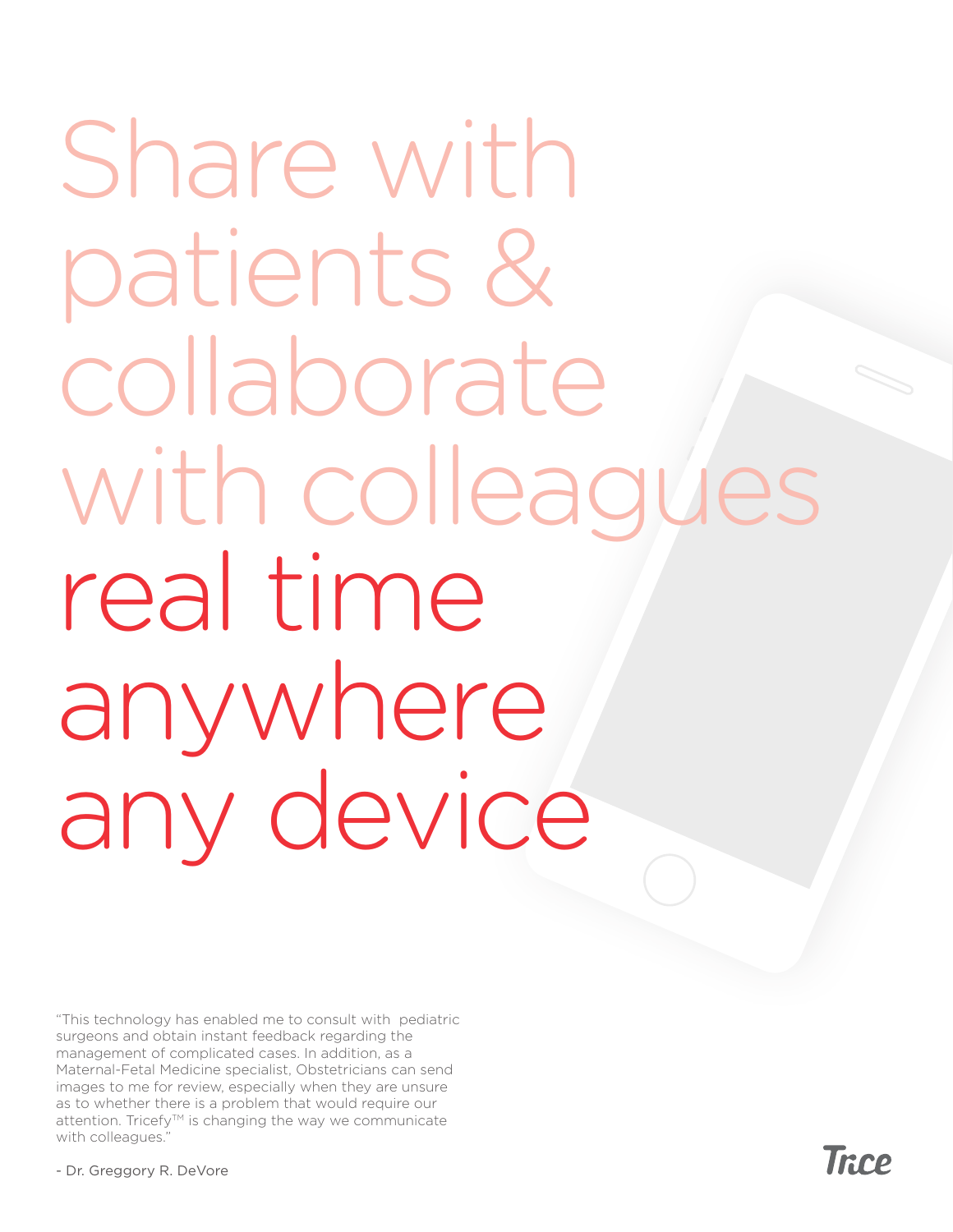# Share with patients & collaborate with colleagues real time anywhere any device

"This technology has enabled me to consult with pediatric surgeons and obtain instant feedback regarding the management of complicated cases. In addition, as a Maternal-Fetal Medicine specialist, Obstetricians can send images to me for review, especially when they are unsure as to whether there is a problem that would require our attention. Tricefy™ is changing the way we communicate with colleagues."

- Dr. Greggory R. DeVore

Trice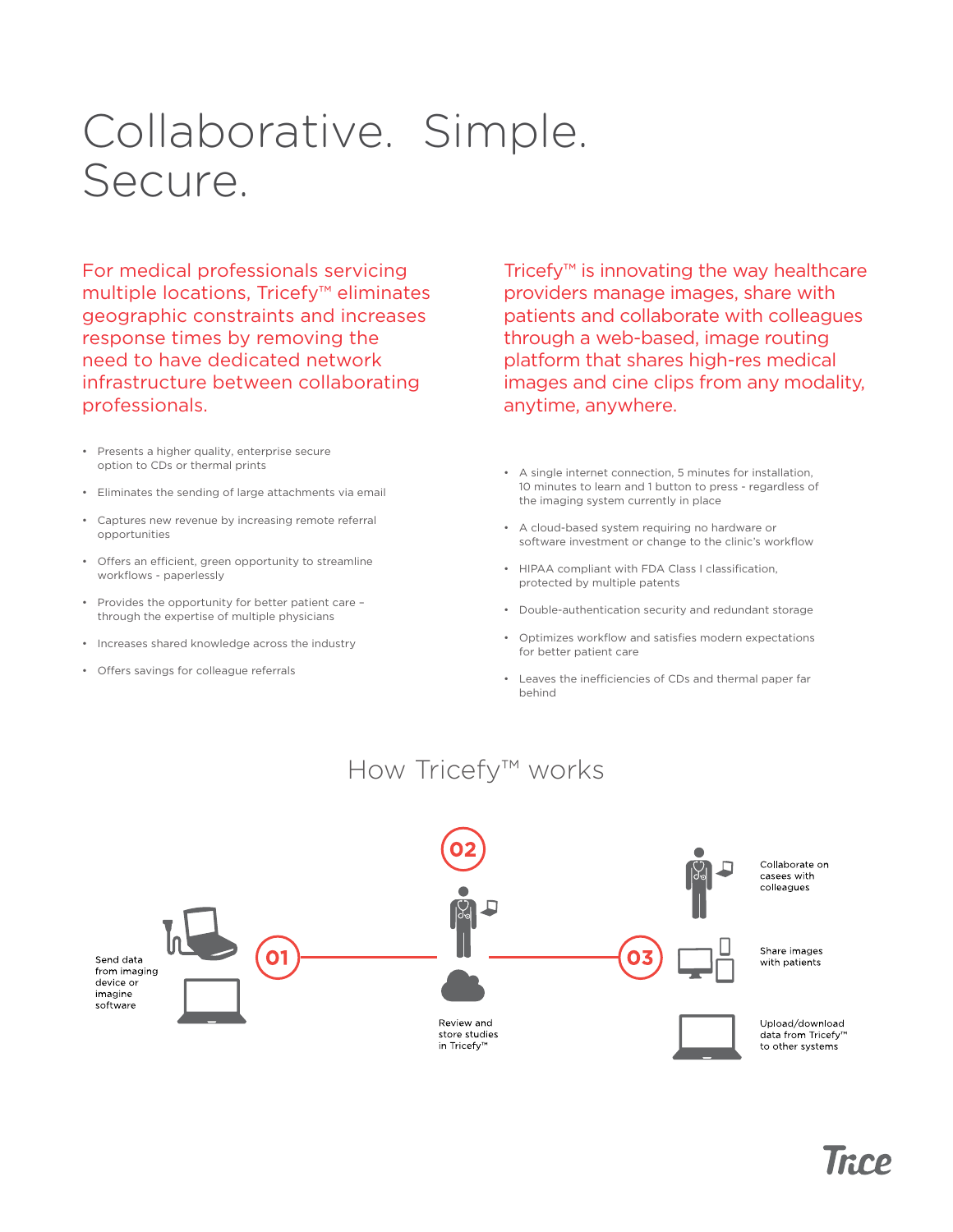# Collaborative. Simple. Secure.

For medical professionals servicing multiple locations, Tricefy™ eliminates geographic constraints and increases response times by removing the need to have dedicated network infrastructure between collaborating professionals.

- Presents a higher quality, enterprise secure option to CDs or thermal prints
- Eliminates the sending of large attachments via email
- Captures new revenue by increasing remote referral opportunities
- Offers an efficient, green opportunity to streamline workflows - paperlessly
- Provides the opportunity for better patient care – through the expertise of multiple physicians
- Increases shared knowledge across the industry
- Offers savings for colleague referrals

Tricefy™ is innovating the way healthcare providers manage images, share with patients and collaborate with colleagues through a web-based, image routing platform that shares high-res medical images and cine clips from any modality, anytime, anywhere.

- A single internet connection, 5 minutes for installation, 10 minutes to learn and 1 button to press - regardless of the imaging system currently in place
- A cloud-based system requiring no hardware or software investment or change to the clinic's workflow
- HIPAA compliant with FDA Class I classification, protected by multiple patents
- Double-authentication security and redundant storage
- Optimizes workflow and satisfies modern expectations for better patient care
- Leaves the inefficiencies of CDs and thermal paper far behind

## How Tricefy™ works

01

Send data from imaging device or imagine software

02

Review and store studies in Tricefy™

03

Collaborate on casees with colleagues

Share images with patients

Upload/download data from Tricefy™ to other systems